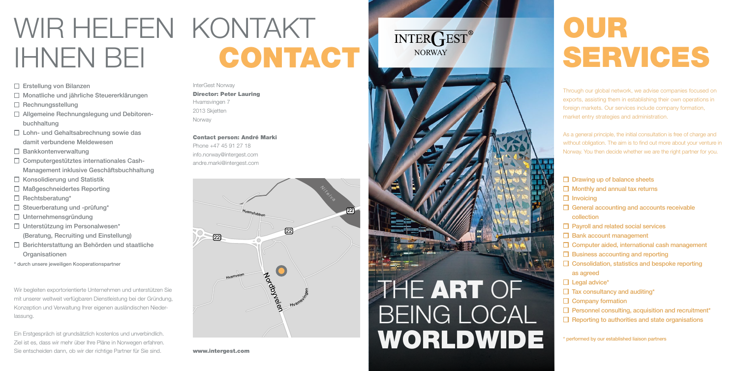# WIR HELFEN IHNEN BEI

- ☐ Erstellung von Bilanzen
- ☐ Monatliche und jährliche Steuererklärungen
- ☐ Rechnungsstellung
- ☐ Allgemeine Rechnungslegung und Debitorenbuchhaltung
- ☐ Lohn- und Gehaltsabrechnung sowie das damit verbundene Meldewesen
- ☐ Bankkontenverwaltung
- ☐ Computergestütztes internationales Cash-Management inklusive Geschäftsbuchhaltung
- ☐ Konsolidierung und Statistik
- ☐ Maßgeschneidertes Reporting
- ☐ Rechtsberatung*
- ☐ Steuerberatung und -prüfung*
- ☐ Unternehmensgründung
- ☐ Unterstützung im Personalwesen* (Beratung, Recruiting und Einstellung)
- ☐ Berichterstattung an Behörden und staatliche Organisationen

* durch unsere jeweiligen Kooperationspartner

Wir begleiten exportorientierte Unternehmen und unterstützen Sie mit unserer weltweit verfügbaren Dienstleistung bei der Gründung, Konzeption und Verwaltung Ihrer eigenen ausländischen Niederlassung.

Ein Erstgespräch ist grundsätzlich kostenlos und unverbindlich. Ziel ist es, dass wir mehr über Ihre Pläne in Norwegen erfahren. Sie entscheiden dann, ob wir der richtige Partner für Sie sind.

# KONTAKT CONTACT

InterGest Norway
**Director: Peter Lauring**
Hvamsvingen 7
2013 Skjetten
Norway

**Contact person: André Marki**
Phone +47 45 91 27 18
info.norway@intergest.com
andre.marki@intergest.com

Nitelva
Hvamstubben
22
22
22
Hvamveien
Nordbyveien
Hvamsvingen

**www.intergest.com**

INTERGEST®
NORWAY

# THE **ART** OF BEING LOCAL **WORLDWIDE**

# OUR SERVICES

Through our global network, we advise companies focused on exports, assisting them in establishing their own operations in foreign markets. Our services include company formation, market entry strategies and administration.

As a general principle, the initial consultation is free of charge and without obligation. The aim is to find out more about your venture in Norway. You then decide whether we are the right partner for you.

- ☐ Drawing up of balance sheets
- ☐ Monthly and annual tax returns
- ☐ Invoicing
- ☐ General accounting and accounts receivable collection
- ☐ Payroll and related social services
- ☐ Bank account management
- ☐ Computer aided, international cash management
- ☐ Business accounting and reporting
- ☐ Consolidation, statistics and bespoke reporting as agreed
- ☐ Legal advice*
- ☐ Tax consultancy and auditing*
- ☐ Company formation
- ☐ Personnel consulting, acquisition and recruitment*
- ☐ Reporting to authorities and state organisations

* performed by our established liaison partners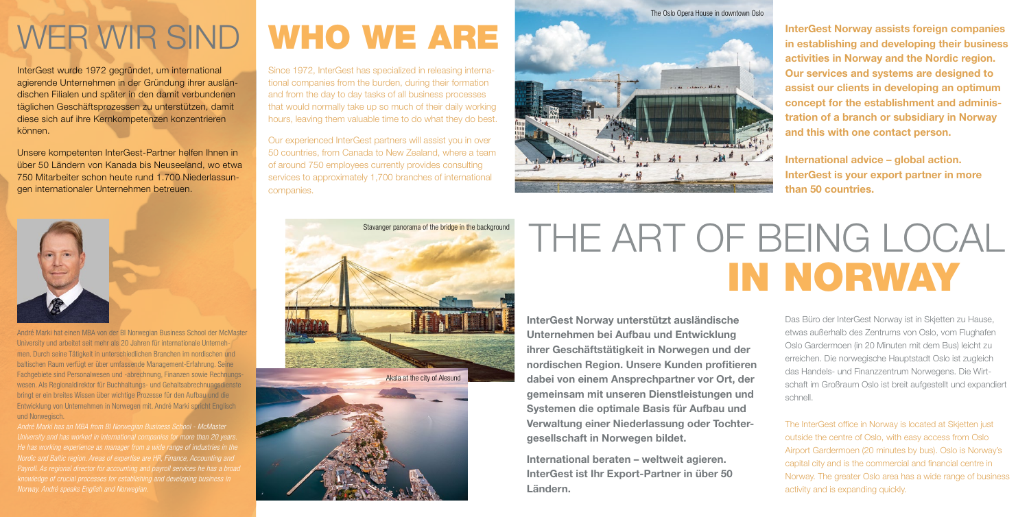# WER WIR SIND

InterGest wurde 1972 gegründet, um international agierende Unternehmen in der Gründung ihrer ausländischen Filialen und später in den damit verbundenen täglichen Geschäftsprozessen zu unterstützen, damit diese sich auf ihre Kernkompetenzen konzentrieren können.

Unsere kompetenten InterGest-Partner helfen Ihnen in über 50 Ländern von Kanada bis Neuseeland, wo etwa 750 Mitarbeiter schon heute rund 1.700 Niederlassungen internationaler Unternehmen betreuen.

André Marki hat einen MBA von der BI Norwegian Business School der McMaster University und arbeitet seit mehr als 20 Jahren für internationale Unternehmen. Durch seine Tätigkeit in unterschiedlichen Branchen im nordischen und baltischen Raum verfügt er über umfassende Management-Erfahrung. Seine Fachgebiete sind Personalwesen und -abrechnung, Finanzen sowie Rechnungswesen. Als Regionaldirektor für Buchhaltungs- und Gehaltsabrechnungsdienste bringt er ein breites Wissen über wichtige Prozesse für den Aufbau und die Entwicklung von Unternehmen in Norwegen mit. André Marki spricht Englisch und Norwegisch.

*André Marki has an MBA from BI Norwegian Business School - McMaster University and has worked in international companies for more than 20 years. He has working experience as manager from a wide range of industries in the Nordic and Baltic region. Areas of expertise are HR, Finance, Accounting and Payroll. As regional director for accounting and payroll services he has a broad knowledge of crucial processes for establishing and developing business in Norway. André speaks English and Norwegian.*

# WHO WE ARE

Since 1972, InterGest has specialized in releasing international companies from the burden, during their formation and from the day to day tasks of all business processes that would normally take up so much of their daily working hours, leaving them valuable time to do what they do best.

Our experienced InterGest partners will assist you in over 50 countries, from Canada to New Zealand, where a team of around 750 employees currently provides consulting services to approximately 1,700 branches of international companies.

Stavanger panorama of the bridge in the background

Aksla at the city of Alesund

The Oslo Opera House in downtown Oslo

**InterGest Norway assists foreign companies in establishing and developing their business activities in Norway and the Nordic region. Our services and systems are designed to assist our clients in developing an optimum concept for the establishment and administration of a branch or subsidiary in Norway and this with one contact person.**

**International advice – global action. InterGest is your export partner in more than 50 countries.**

# THE ART OF BEING LOCAL IN NORWAY

**InterGest Norway unterstützt ausländische Unternehmen bei Aufbau und Entwicklung ihrer Geschäftstätigkeit in Norwegen und der nordischen Region. Unsere Kunden profitieren dabei von einem Ansprechpartner vor Ort, der gemeinsam mit unseren Dienstleistungen und Systemen die optimale Basis für Aufbau und Verwaltung einer Niederlassung oder Tochtergesellschaft in Norwegen bildet.**

**International beraten – weltweit agieren. InterGest ist Ihr Export-Partner in über 50 Ländern.**

Das Büro der InterGest Norway ist in Skjetten zu Hause, etwas außerhalb des Zentrums von Oslo, vom Flughafen Oslo Gardermoen (in 20 Minuten mit dem Bus) leicht zu erreichen. Die norwegische Hauptstadt Oslo ist zugleich das Handels- und Finanzzentrum Norwegens. Die Wirtschaft im Großraum Oslo ist breit aufgestellt und expandiert schnell.

The InterGest office in Norway is located at Skjetten just outside the centre of Oslo, with easy access from Oslo Airport Gardermoen (20 minutes by bus). Oslo is Norway's capital city and is the commercial and financial centre in Norway. The greater Oslo area has a wide range of business activity and is expanding quickly.